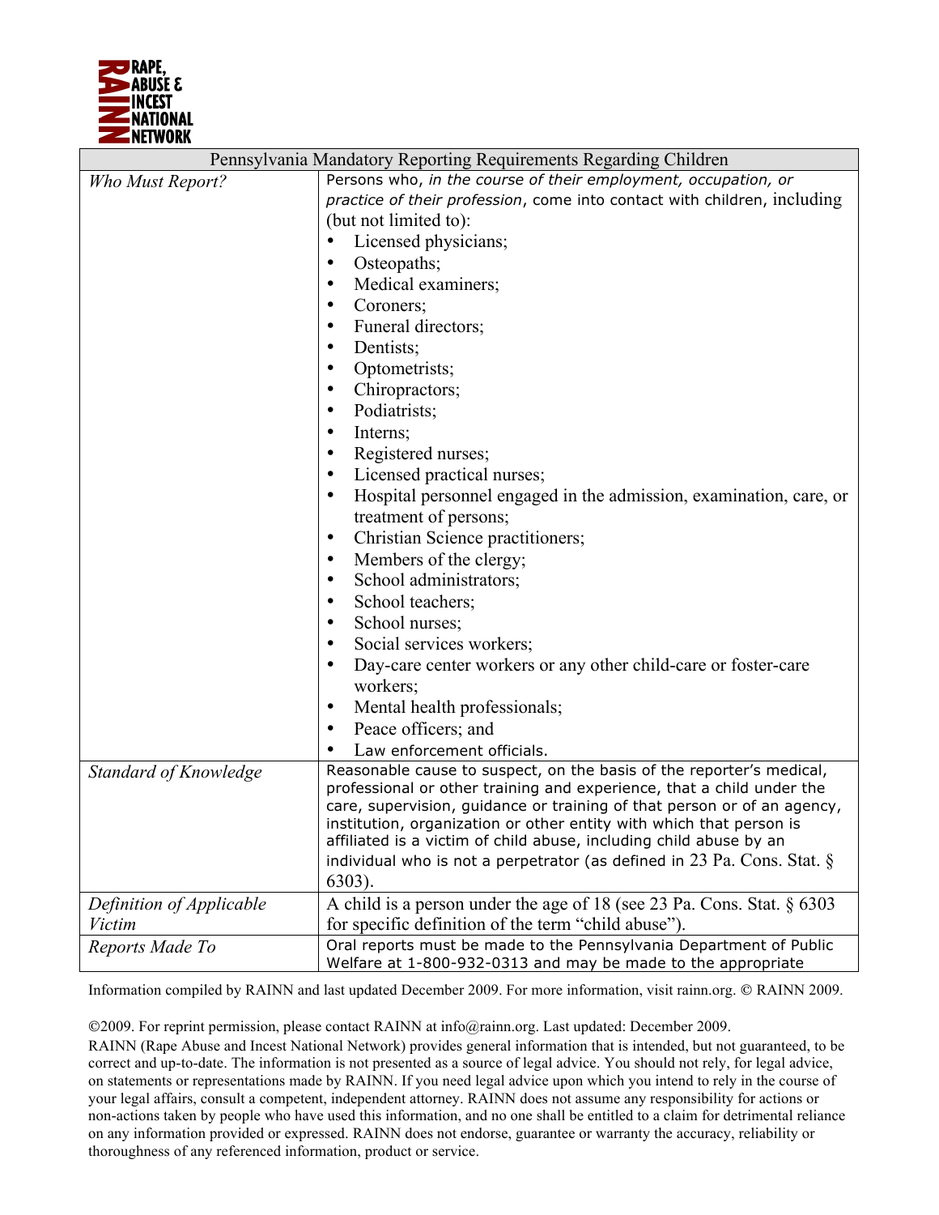RAPE, ABUSE & INCEST NATIONAL NETWORK

| Pennsylvania Mandatory Reporting Requirements Regarding Children | |
|---|---|
| *Who Must Report?* | Persons who, *in the course of their employment, occupation, or practice of their profession*, come into contact with children, including (but not limited to):<br>• Licensed physicians;<br>• Osteopaths;<br>• Medical examiners;<br>• Coroners;<br>• Funeral directors;<br>• Dentists;<br>• Optometrists;<br>• Chiropractors;<br>• Podiatrists;<br>• Interns;<br>• Registered nurses;<br>• Licensed practical nurses;<br>• Hospital personnel engaged in the admission, examination, care, or treatment of persons;<br>• Christian Science practitioners;<br>• Members of the clergy;<br>• School administrators;<br>• School teachers;<br>• School nurses;<br>• Social services workers;<br>• Day-care center workers or any other child-care or foster-care workers;<br>• Mental health professionals;<br>• Peace officers; and<br>• Law enforcement officials. |
| *Standard of Knowledge* | Reasonable cause to suspect, on the basis of the reporter's medical, professional or other training and experience, that a child under the care, supervision, guidance or training of that person or of an agency, institution, organization or other entity with which that person is affiliated is a victim of child abuse, including child abuse by an individual who is not a perpetrator (as defined in 23 Pa. Cons. Stat. § 6303). |
| *Definition of Applicable Victim* | A child is a person under the age of 18 (see 23 Pa. Cons. Stat. § 6303 for specific definition of the term "child abuse"). |
| *Reports Made To* | Oral reports must be made to the Pennsylvania Department of Public Welfare at 1-800-932-0313 and may be made to the appropriate |

Information compiled by RAINN and last updated December 2009. For more information, visit rainn.org. © RAINN 2009.

©2009. For reprint permission, please contact RAINN at info@rainn.org. Last updated: December 2009.
RAINN (Rape Abuse and Incest National Network) provides general information that is intended, but not guaranteed, to be correct and up-to-date. The information is not presented as a source of legal advice. You should not rely, for legal advice, on statements or representations made by RAINN. If you need legal advice upon which you intend to rely in the course of your legal affairs, consult a competent, independent attorney. RAINN does not assume any responsibility for actions or non-actions taken by people who have used this information, and no one shall be entitled to a claim for detrimental reliance on any information provided or expressed. RAINN does not endorse, guarantee or warranty the accuracy, reliability or thoroughness of any referenced information, product or service.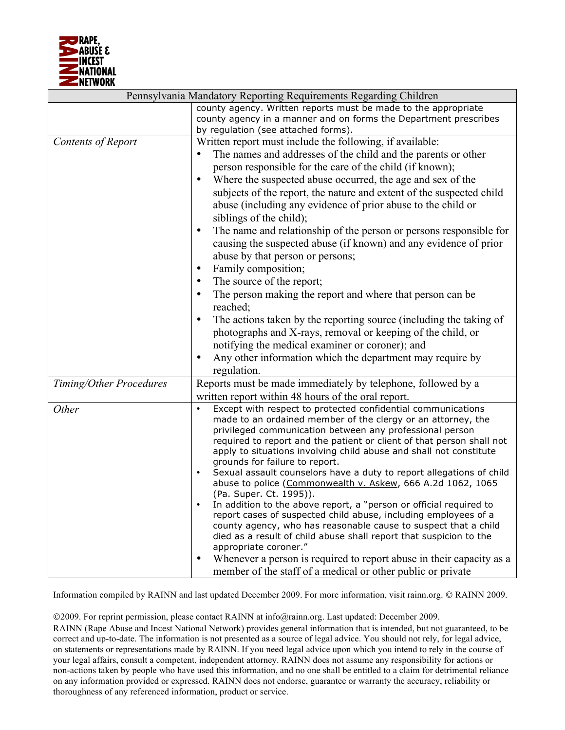| Pennsylvania Mandatory Reporting Requirements Regarding Children | |
|---|---|
| | county agency. Written reports must be made to the appropriate county agency in a manner and on forms the Department prescribes by regulation (see attached forms). |
| *Contents of Report* | Written report must include the following, if available:<br>• The names and addresses of the child and the parents or other person responsible for the care of the child (if known);<br>• Where the suspected abuse occurred, the age and sex of the subjects of the report, the nature and extent of the suspected child abuse (including any evidence of prior abuse to the child or siblings of the child);<br>• The name and relationship of the person or persons responsible for causing the suspected abuse (if known) and any evidence of prior abuse by that person or persons;<br>• Family composition;<br>• The source of the report;<br>• The person making the report and where that person can be reached;<br>• The actions taken by the reporting source (including the taking of photographs and X-rays, removal or keeping of the child, or notifying the medical examiner or coroner); and<br>• Any other information which the department may require by regulation. |
| *Timing/Other Procedures* | Reports must be made immediately by telephone, followed by a written report within 48 hours of the oral report. |
| *Other* | • Except with respect to protected confidential communications made to an ordained member of the clergy or an attorney, the privileged communication between any professional person required to report and the patient or client of that person shall not apply to situations involving child abuse and shall not constitute grounds for failure to report.<br>• Sexual assault counselors have a duty to report allegations of child abuse to police (Commonwealth v. Askew, 666 A.2d 1062, 1065 (Pa. Super. Ct. 1995)).<br>• In addition to the above report, a "person or official required to report cases of suspected child abuse, including employees of a county agency, who has reasonable cause to suspect that a child died as a result of child abuse shall report that suspicion to the appropriate coroner."<br>• Whenever a person is required to report abuse in their capacity as a member of the staff of a medical or other public or private |

Information compiled by RAINN and last updated December 2009. For more information, visit rainn.org. © RAINN 2009.

©2009. For reprint permission, please contact RAINN at info@rainn.org. Last updated: December 2009.
RAINN (Rape Abuse and Incest National Network) provides general information that is intended, but not guaranteed, to be correct and up-to-date. The information is not presented as a source of legal advice. You should not rely, for legal advice, on statements or representations made by RAINN. If you need legal advice upon which you intend to rely in the course of your legal affairs, consult a competent, independent attorney. RAINN does not assume any responsibility for actions or non-actions taken by people who have used this information, and no one shall be entitled to a claim for detrimental reliance on any information provided or expressed. RAINN does not endorse, guarantee or warranty the accuracy, reliability or thoroughness of any referenced information, product or service.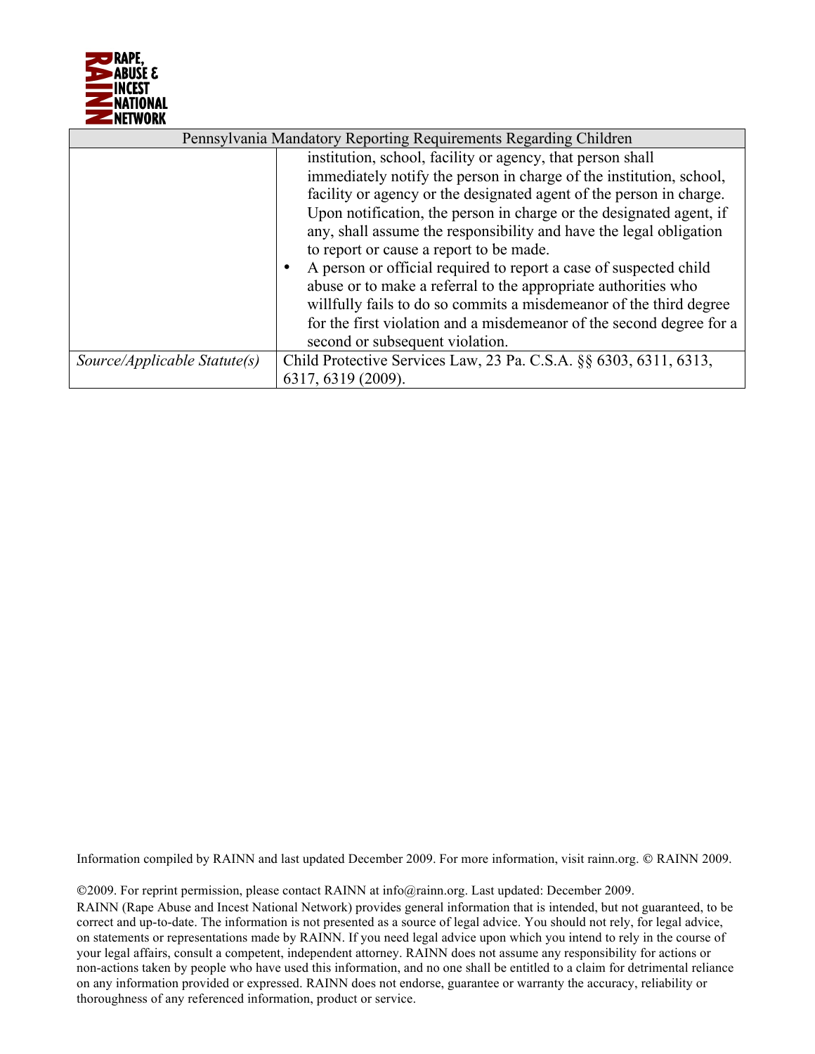| Pennsylvania Mandatory Reporting Requirements Regarding Children | |
|---|---|
| | institution, school, facility or agency, that person shall immediately notify the person in charge of the institution, school, facility or agency or the designated agent of the person in charge. Upon notification, the person in charge or the designated agent, if any, shall assume the responsibility and have the legal obligation to report or cause a report to be made.<br>• A person or official required to report a case of suspected child abuse or to make a referral to the appropriate authorities who willfully fails to do so commits a misdemeanor of the third degree for the first violation and a misdemeanor of the second degree for a second or subsequent violation. |
| *Source/Applicable Statute(s)* | Child Protective Services Law, 23 Pa. C.S.A. §§ 6303, 6311, 6313, 6317, 6319 (2009). |

Information compiled by RAINN and last updated December 2009. For more information, visit rainn.org. © RAINN 2009.

©2009. For reprint permission, please contact RAINN at info@rainn.org. Last updated: December 2009.
RAINN (Rape Abuse and Incest National Network) provides general information that is intended, but not guaranteed, to be correct and up-to-date. The information is not presented as a source of legal advice. You should not rely, for legal advice, on statements or representations made by RAINN. If you need legal advice upon which you intend to rely in the course of your legal affairs, consult a competent, independent attorney. RAINN does not assume any responsibility for actions or non-actions taken by people who have used this information, and no one shall be entitled to a claim for detrimental reliance on any information provided or expressed. RAINN does not endorse, guarantee or warranty the accuracy, reliability or thoroughness of any referenced information, product or service.